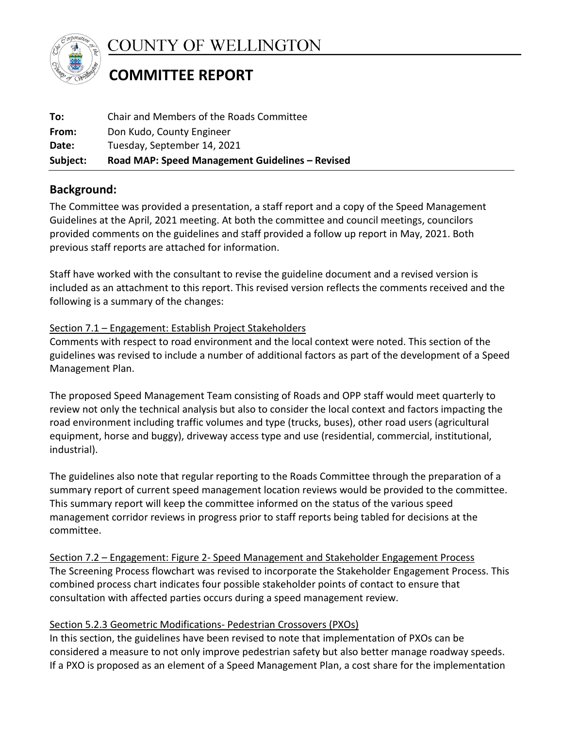# COUNTY OF WELLINGTON

## COMMITTEE REPORT

**To:** Chair and Members of the Roads Committee
**From:** Don Kudo, County Engineer
**Date:** Tuesday, September 14, 2021
**Subject:** **Road MAP: Speed Management Guidelines – Revised**

## Background:

The Committee was provided a presentation, a staff report and a copy of the Speed Management Guidelines at the April, 2021 meeting. At both the committee and council meetings, councilors provided comments on the guidelines and staff provided a follow up report in May, 2021. Both previous staff reports are attached for information.

Staff have worked with the consultant to revise the guideline document and a revised version is included as an attachment to this report. This revised version reflects the comments received and the following is a summary of the changes:

Section 7.1 – Engagement: Establish Project Stakeholders

Comments with respect to road environment and the local context were noted. This section of the guidelines was revised to include a number of additional factors as part of the development of a Speed Management Plan.

The proposed Speed Management Team consisting of Roads and OPP staff would meet quarterly to review not only the technical analysis but also to consider the local context and factors impacting the road environment including traffic volumes and type (trucks, buses), other road users (agricultural equipment, horse and buggy), driveway access type and use (residential, commercial, institutional, industrial).

The guidelines also note that regular reporting to the Roads Committee through the preparation of a summary report of current speed management location reviews would be provided to the committee. This summary report will keep the committee informed on the status of the various speed management corridor reviews in progress prior to staff reports being tabled for decisions at the committee.

Section 7.2 – Engagement: Figure 2- Speed Management and Stakeholder Engagement Process

The Screening Process flowchart was revised to incorporate the Stakeholder Engagement Process. This combined process chart indicates four possible stakeholder points of contact to ensure that consultation with affected parties occurs during a speed management review.

Section 5.2.3 Geometric Modifications- Pedestrian Crossovers (PXOs)

In this section, the guidelines have been revised to note that implementation of PXOs can be considered a measure to not only improve pedestrian safety but also better manage roadway speeds. If a PXO is proposed as an element of a Speed Management Plan, a cost share for the implementation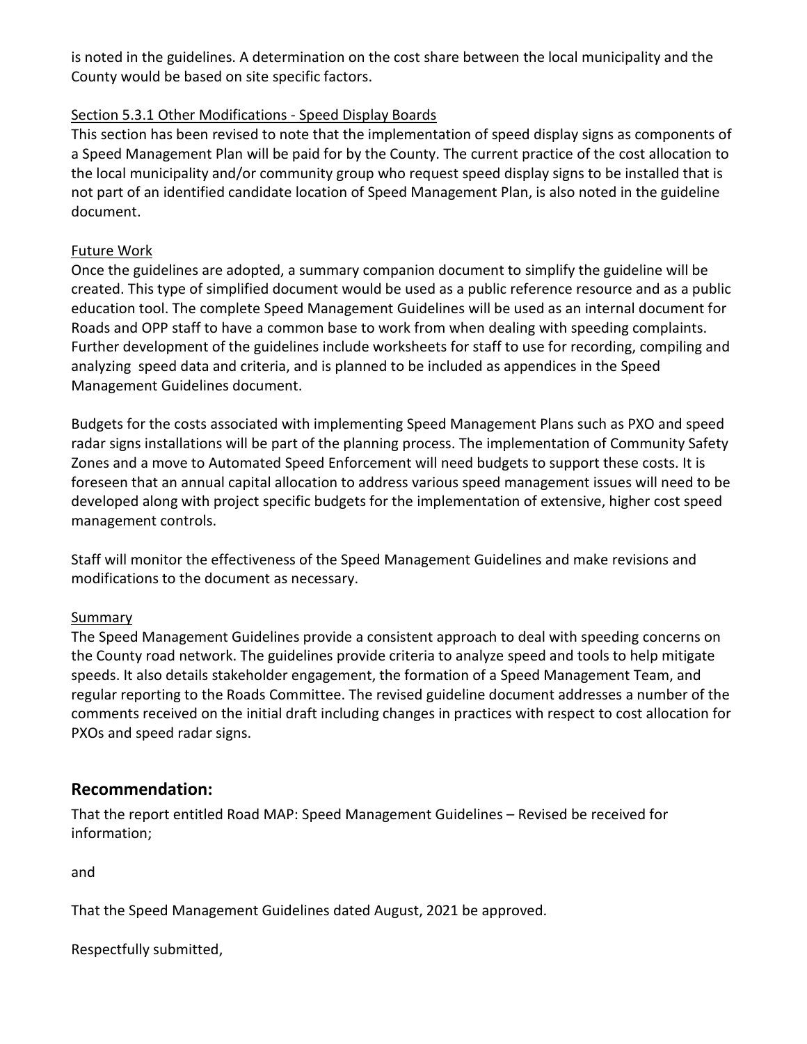is noted in the guidelines. A determination on the cost share between the local municipality and the County would be based on site specific factors.

Section 5.3.1 Other Modifications - Speed Display Boards

This section has been revised to note that the implementation of speed display signs as components of a Speed Management Plan will be paid for by the County. The current practice of the cost allocation to the local municipality and/or community group who request speed display signs to be installed that is not part of an identified candidate location of Speed Management Plan, is also noted in the guideline document.

Future Work

Once the guidelines are adopted, a summary companion document to simplify the guideline will be created. This type of simplified document would be used as a public reference resource and as a public education tool. The complete Speed Management Guidelines will be used as an internal document for Roads and OPP staff to have a common base to work from when dealing with speeding complaints. Further development of the guidelines include worksheets for staff to use for recording, compiling and analyzing speed data and criteria, and is planned to be included as appendices in the Speed Management Guidelines document.

Budgets for the costs associated with implementing Speed Management Plans such as PXO and speed radar signs installations will be part of the planning process. The implementation of Community Safety Zones and a move to Automated Speed Enforcement will need budgets to support these costs. It is foreseen that an annual capital allocation to address various speed management issues will need to be developed along with project specific budgets for the implementation of extensive, higher cost speed management controls.

Staff will monitor the effectiveness of the Speed Management Guidelines and make revisions and modifications to the document as necessary.

Summary

The Speed Management Guidelines provide a consistent approach to deal with speeding concerns on the County road network. The guidelines provide criteria to analyze speed and tools to help mitigate speeds. It also details stakeholder engagement, the formation of a Speed Management Team, and regular reporting to the Roads Committee. The revised guideline document addresses a number of the comments received on the initial draft including changes in practices with respect to cost allocation for PXOs and speed radar signs.

## Recommendation:

That the report entitled Road MAP: Speed Management Guidelines – Revised be received for information;

and

That the Speed Management Guidelines dated August, 2021 be approved.

Respectfully submitted,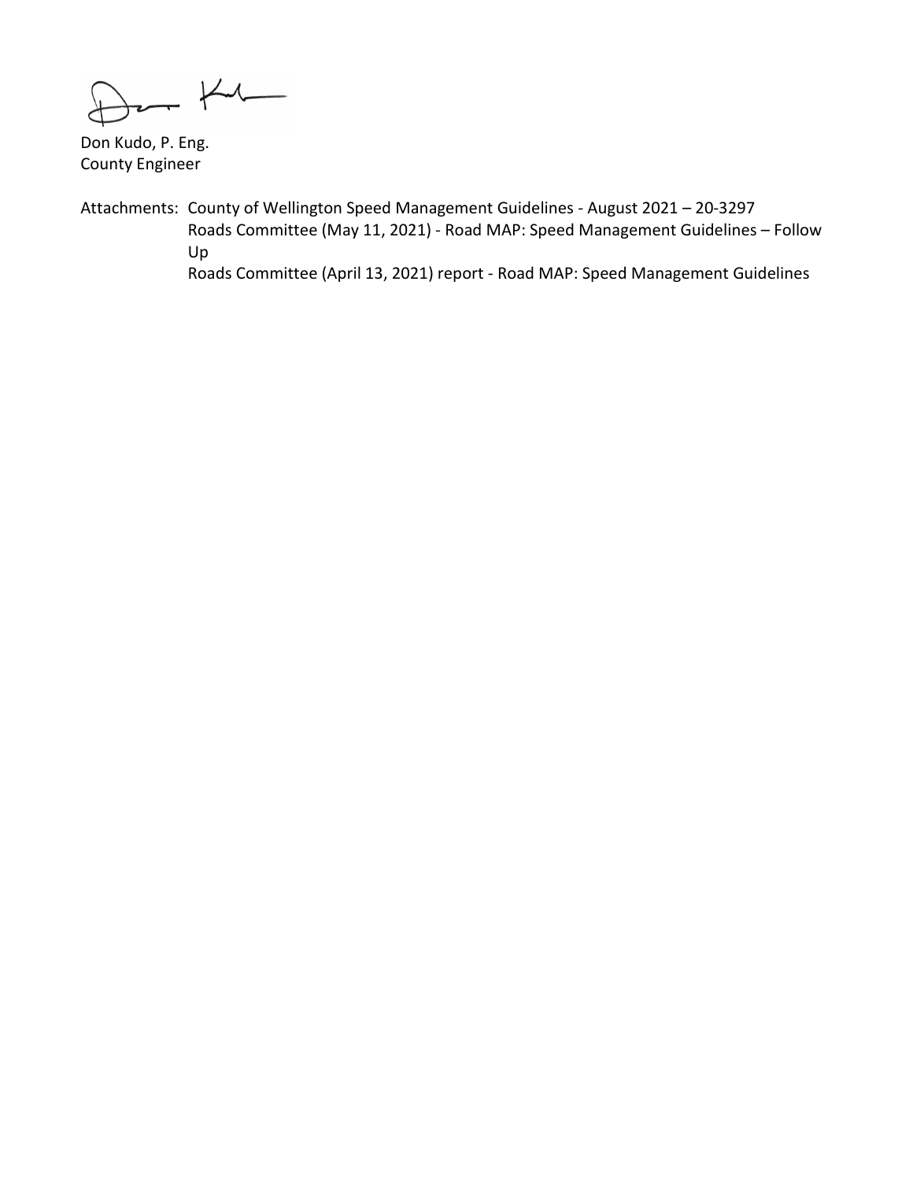Don Kudo, P. Eng.
County Engineer

Attachments: County of Wellington Speed Management Guidelines - August 2021 – 20-3297
Roads Committee (May 11, 2021) - Road MAP: Speed Management Guidelines – Follow Up
Roads Committee (April 13, 2021) report - Road MAP: Speed Management Guidelines